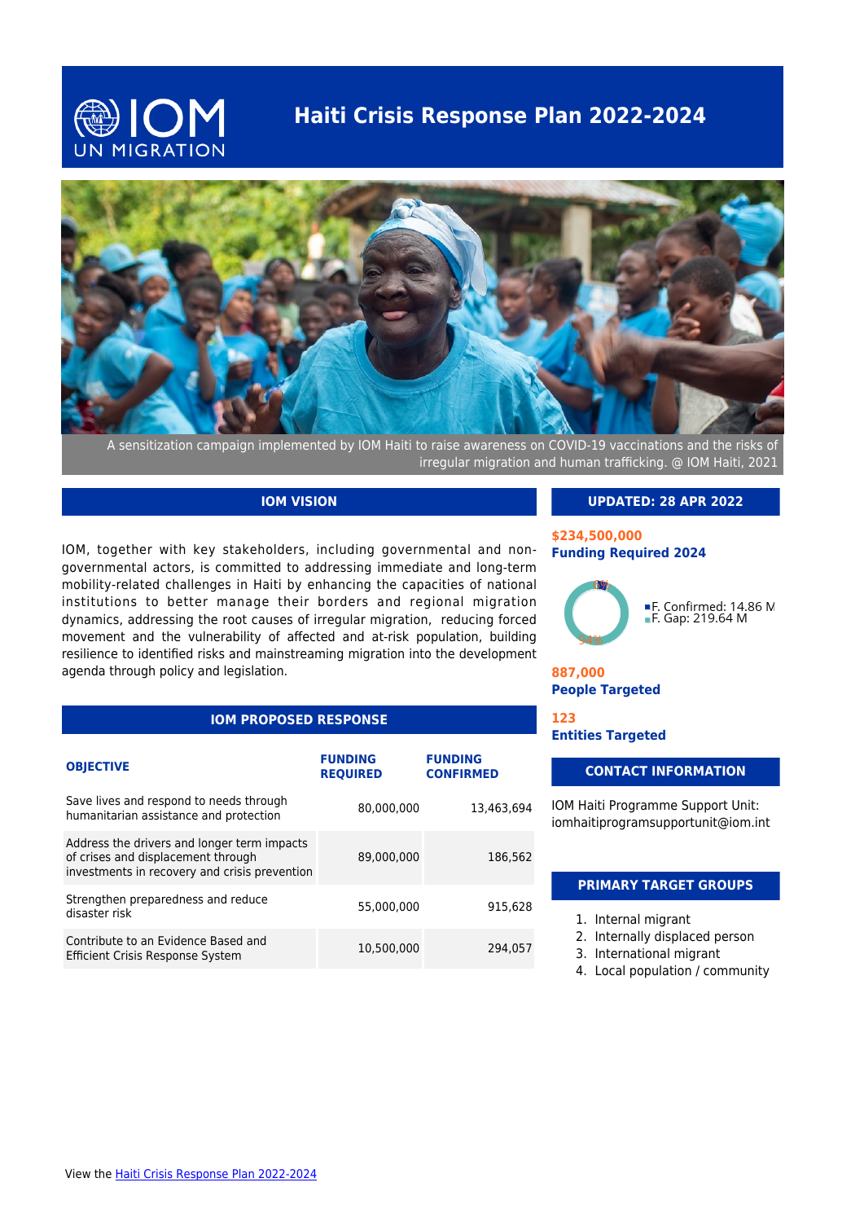# Haiti Crisis Response Plan 2022-2024

A sensitization campaign implemented by IOM Haiti to raise awareness on COVID-19 vaccinations and the risks of irregular migration and human trafficking. @ IOM Haiti, 2021

## IOM VISION

IOM, together with key stakeholders, including governmental and non-governmental actors, is committed to addressing immediate and long-term mobility-related challenges in Haiti by enhancing the capacities of national institutions to better manage their borders and regional migration dynamics, addressing the root causes of irregular migration, reducing forced movement and the vulnerability of affected and at-risk population, building resilience to identified risks and mainstreaming migration into the development agenda through policy and legislation.

## IOM PROPOSED RESPONSE

| OBJECTIVE | FUNDING REQUIRED | FUNDING CONFIRMED |
|---|---|---|
| Save lives and respond to needs through humanitarian assistance and protection | 80,000,000 | 13,463,694 |
| Address the drivers and longer term impacts of crises and displacement through investments in recovery and crisis prevention | 89,000,000 | 186,562 |
| Strengthen preparedness and reduce disaster risk | 55,000,000 | 915,628 |
| Contribute to an Evidence Based and Efficient Crisis Response System | 10,500,000 | 294,057 |

## UPDATED: 28 APR 2022

**$234,500,000**
**Funding Required 2024**

- F. Confirmed: 14.86 M
- F. Gap: 219.64 M

**887,000**
**People Targeted**

**123**
**Entities Targeted**

## CONTACT INFORMATION

IOM Haiti Programme Support Unit: iomhaitiprogramsupportunit@iom.int

## PRIMARY TARGET GROUPS

1. Internal migrant
2. Internally displaced person
3. International migrant
4. Local population / community

View the [Haiti Crisis Response Plan 2022-2024](#)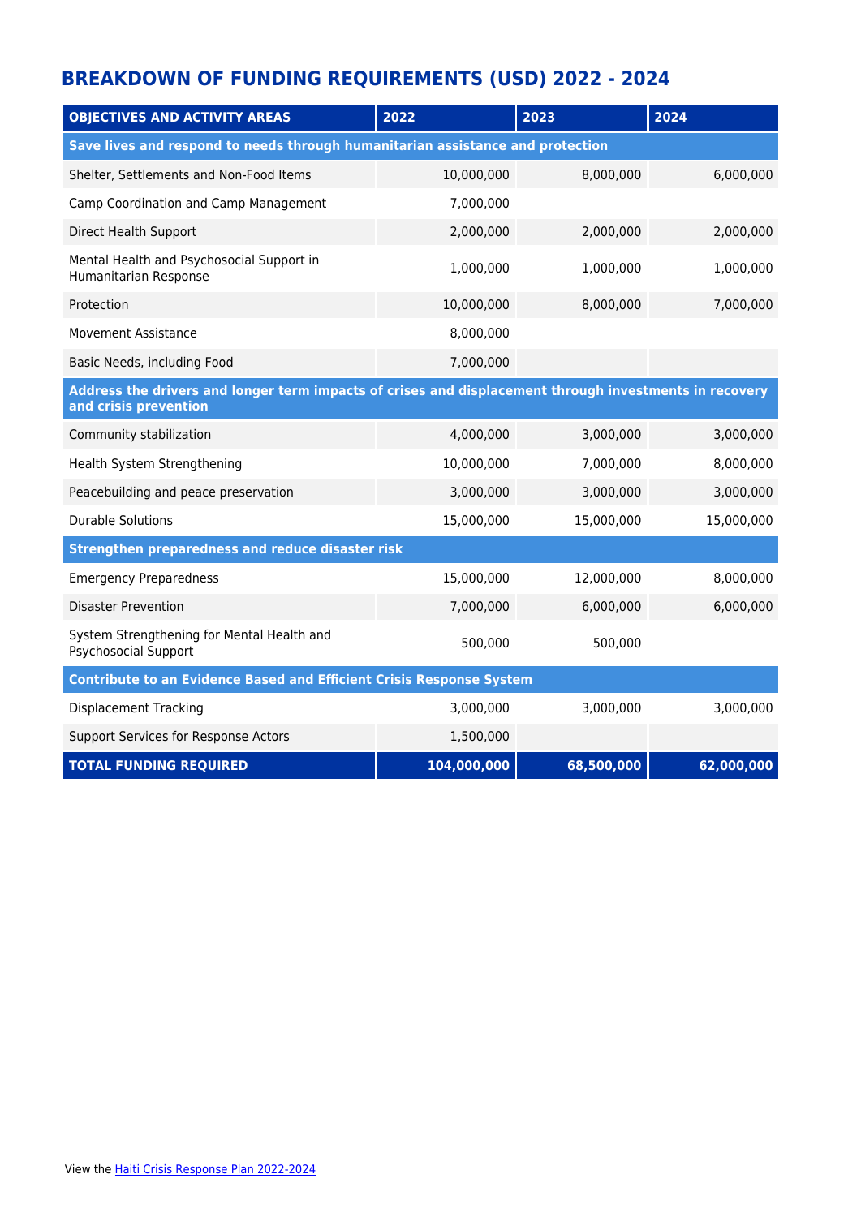## BREAKDOWN OF FUNDING REQUIREMENTS (USD) 2022 - 2024

| OBJECTIVES AND ACTIVITY AREAS | 2022 | 2023 | 2024 |
|---|---|---|---|
| **Save lives and respond to needs through humanitarian assistance and protection** | | | |
| Shelter, Settlements and Non-Food Items | 10,000,000 | 8,000,000 | 6,000,000 |
| Camp Coordination and Camp Management | 7,000,000 | | |
| Direct Health Support | 2,000,000 | 2,000,000 | 2,000,000 |
| Mental Health and Psychosocial Support in Humanitarian Response | 1,000,000 | 1,000,000 | 1,000,000 |
| Protection | 10,000,000 | 8,000,000 | 7,000,000 |
| Movement Assistance | 8,000,000 | | |
| Basic Needs, including Food | 7,000,000 | | |
| **Address the drivers and longer term impacts of crises and displacement through investments in recovery and crisis prevention** | | | |
| Community stabilization | 4,000,000 | 3,000,000 | 3,000,000 |
| Health System Strengthening | 10,000,000 | 7,000,000 | 8,000,000 |
| Peacebuilding and peace preservation | 3,000,000 | 3,000,000 | 3,000,000 |
| Durable Solutions | 15,000,000 | 15,000,000 | 15,000,000 |
| **Strengthen preparedness and reduce disaster risk** | | | |
| Emergency Preparedness | 15,000,000 | 12,000,000 | 8,000,000 |
| Disaster Prevention | 7,000,000 | 6,000,000 | 6,000,000 |
| System Strengthening for Mental Health and Psychosocial Support | 500,000 | 500,000 | |
| **Contribute to an Evidence Based and Efficient Crisis Response System** | | | |
| Displacement Tracking | 3,000,000 | 3,000,000 | 3,000,000 |
| Support Services for Response Actors | 1,500,000 | | |
| **TOTAL FUNDING REQUIRED** | **104,000,000** | **68,500,000** | **62,000,000** |

View the Haiti Crisis Response Plan 2022-2024